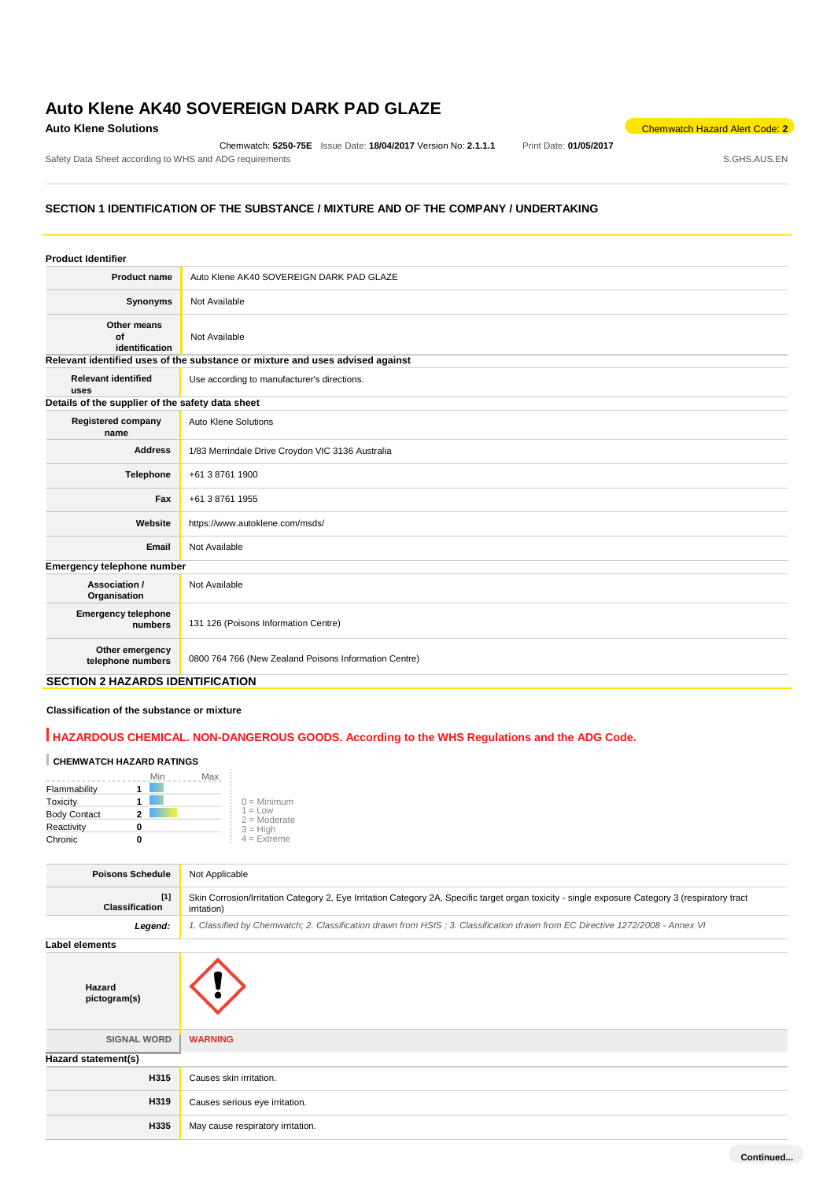# Auto Klene AK40 SOVEREIGN DARK PAD GLAZE

**Auto Klene Solutions**

Chemwatch Hazard Alert Code: **2**

Chemwatch: **5250-75E** Issue Date: **18/04/2017** Version No: **2.1.1.1** Print Date: **01/05/2017**

Safety Data Sheet according to WHS and ADG requirements S.GHS.AUS.EN

## SECTION 1 IDENTIFICATION OF THE SUBSTANCE / MIXTURE AND OF THE COMPANY / UNDERTAKING

**Product Identifier**

| | |
|---|---|
| **Product name** | Auto Klene AK40 SOVEREIGN DARK PAD GLAZE |
| **Synonyms** | Not Available |
| **Other means of identification** | Not Available |

**Relevant identified uses of the substance or mixture and uses advised against**

| | |
|---|---|
| **Relevant identified uses** | Use according to manufacturer's directions. |

**Details of the supplier of the safety data sheet**

| | |
|---|---|
| **Registered company name** | Auto Klene Solutions |
| **Address** | 1/83 Merrindale Drive Croydon VIC 3136 Australia |
| **Telephone** | +61 3 8761 1900 |
| **Fax** | +61 3 8761 1955 |
| **Website** | https://www.autoklene.com/msds/ |
| **Email** | Not Available |

**Emergency telephone number**

| | |
|---|---|
| **Association / Organisation** | Not Available |
| **Emergency telephone numbers** | 131 126 (Poisons Information Centre) |
| **Other emergency telephone numbers** | 0800 764 766 (New Zealand Poisons Information Centre) |

## SECTION 2 HAZARDS IDENTIFICATION

**Classification of the substance or mixture**

**HAZARDOUS CHEMICAL. NON-DANGEROUS GOODS. According to the WHS Regulations and the ADG Code.**

**CHEMWATCH HAZARD RATINGS**

| | Rating (Min–Max) |
|---|---|
| Flammability | 1 |
| Toxicity | 1 |
| Body Contact | 2 |
| Reactivity | 0 |
| Chronic | 0 |

0 = Minimum
1 = Low
2 = Moderate
3 = High
4 = Extreme

| | |
|---|---|
| **Poisons Schedule** | Not Applicable |
| **Classification** [1] | Skin Corrosion/Irritation Category 2, Eye Irritation Category 2A, Specific target organ toxicity - single exposure Category 3 (respiratory tract irritation) |
| ***Legend:*** | *1. Classified by Chemwatch; 2. Classification drawn from HSIS ; 3. Classification drawn from EC Directive 1272/2008 - Annex VI* |

**Label elements**

| | |
|---|---|
| **Hazard pictogram(s)** | |
| SIGNAL WORD | **WARNING** |

**Hazard statement(s)**

| | |
|---|---|
| **H315** | Causes skin irritation. |
| **H319** | Causes serious eye irritation. |
| **H335** | May cause respiratory irritation. |

**Continued...**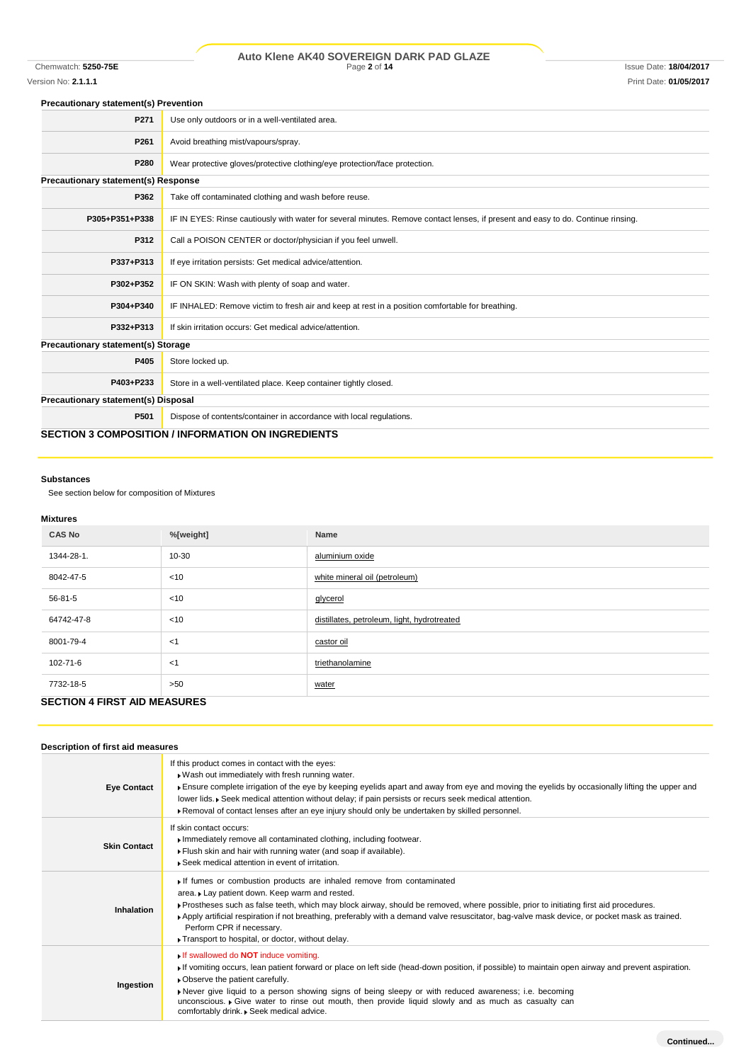**Precautionary statement(s) Prevention**

| | |
|---|---|
| P271 | Use only outdoors or in a well-ventilated area. |
| P261 | Avoid breathing mist/vapours/spray. |
| P280 | Wear protective gloves/protective clothing/eye protection/face protection. |

**Precautionary statement(s) Response**

| | |
|---|---|
| P362 | Take off contaminated clothing and wash before reuse. |
| P305+P351+P338 | IF IN EYES: Rinse cautiously with water for several minutes. Remove contact lenses, if present and easy to do. Continue rinsing. |
| P312 | Call a POISON CENTER or doctor/physician if you feel unwell. |
| P337+P313 | If eye irritation persists: Get medical advice/attention. |
| P302+P352 | IF ON SKIN: Wash with plenty of soap and water. |
| P304+P340 | IF INHALED: Remove victim to fresh air and keep at rest in a position comfortable for breathing. |
| P332+P313 | If skin irritation occurs: Get medical advice/attention. |

**Precautionary statement(s) Storage**

| | |
|---|---|
| P405 | Store locked up. |
| P403+P233 | Store in a well-ventilated place. Keep container tightly closed. |

**Precautionary statement(s) Disposal**

| | |
|---|---|
| P501 | Dispose of contents/container in accordance with local regulations. |

## SECTION 3 COMPOSITION / INFORMATION ON INGREDIENTS

**Substances**

See section below for composition of Mixtures

**Mixtures**

| CAS No | %[weight] | Name |
|---|---|---|
| 1344-28-1. | 10-30 | aluminium oxide |
| 8042-47-5 | <10 | white mineral oil (petroleum) |
| 56-81-5 | <10 | glycerol |
| 64742-47-8 | <10 | distillates, petroleum, light, hydrotreated |
| 8001-79-4 | <1 | castor oil |
| 102-71-6 | <1 | triethanolamine |
| 7732-18-5 | >50 | water |

## SECTION 4 FIRST AID MEASURES

**Description of first aid measures**

| | |
|---|---|
| **Eye Contact** | If this product comes in contact with the eyes:<br>▸ Wash out immediately with fresh running water.<br>▸ Ensure complete irrigation of the eye by keeping eyelids apart and away from eye and moving the eyelids by occasionally lifting the upper and lower lids. ▸ Seek medical attention without delay; if pain persists or recurs seek medical attention.<br>▸ Removal of contact lenses after an eye injury should only be undertaken by skilled personnel. |
| **Skin Contact** | If skin contact occurs:<br>▸ Immediately remove all contaminated clothing, including footwear.<br>▸ Flush skin and hair with running water (and soap if available).<br>▸ Seek medical attention in event of irritation. |
| **Inhalation** | ▸ If fumes or combustion products are inhaled remove from contaminated area. ▸ Lay patient down. Keep warm and rested.<br>▸ Prostheses such as false teeth, which may block airway, should be removed, where possible, prior to initiating first aid procedures.<br>▸ Apply artificial respiration if not breathing, preferably with a demand valve resuscitator, bag-valve mask device, or pocket mask as trained. Perform CPR if necessary.<br>▸ Transport to hospital, or doctor, without delay. |
| **Ingestion** | ▸ If swallowed do **NOT** induce vomiting.<br>▸ If vomiting occurs, lean patient forward or place on left side (head-down position, if possible) to maintain open airway and prevent aspiration.<br>▸ Observe the patient carefully.<br>▸ Never give liquid to a person showing signs of being sleepy or with reduced awareness; i.e. becoming unconscious. ▸ Give water to rinse out mouth, then provide liquid slowly and as much as casualty can comfortably drink. ▸ Seek medical advice. |

Continued...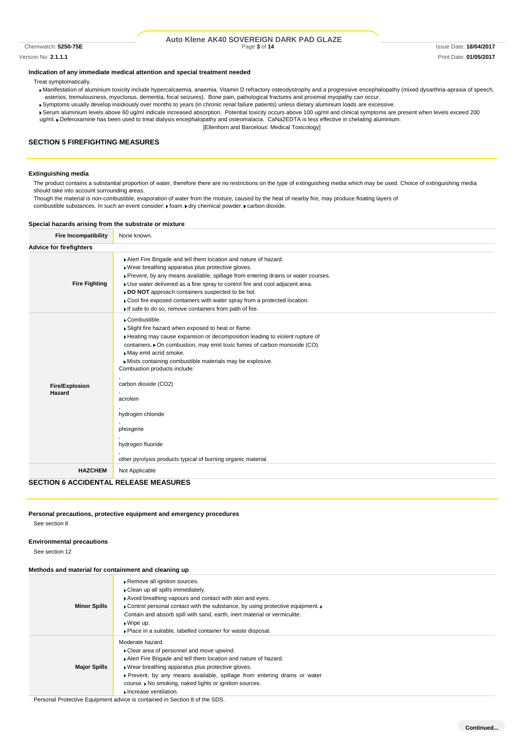### Indication of any immediate medical attention and special treatment needed

Treat symptomatically.

- Manifestation of aluminium toxicity include hypercalcaemia, anaemia, Vitamin D refractory osteodystrophy and a progressive encephalopathy (mixed dysarthria-apraxia of speech, asterixis, tremulousness, myoclonus, dementia, focal seizures). Bone pain, pathological fractures and proximal myopathy can occur.
- Symptoms usually develop insidiously over months to years (in chronic renal failure patients) unless dietary aluminium loads are excessive.
- Serum aluminium levels above 60 ug/ml indicate increased absorption. Potential toxicity occurs above 100 ug/ml and clinical symptoms are present when levels exceed 200 ug/ml.
- Deferoxamine has been used to treat dialysis encephalopathy and osteomalacia. CaNa2EDTA is less effective in chelating aluminium.

[Ellenhorn and Barceloux: Medical Toxicology]

## SECTION 5 FIREFIGHTING MEASURES

### Extinguishing media

The product contains a substantial proportion of water, therefore there are no restrictions on the type of extinguishing media which may be used. Choice of extinguishing media should take into account surrounding areas.

Though the material is non-combustible, evaporation of water from the mixture, caused by the heat of nearby fire, may produce floating layers of combustible substances. In such an event consider:

- foam.
- dry chemical powder.
- carbon dioxide.

### Special hazards arising from the substrate or mixture

| Fire Incompatibility | None known. |
|---|---|

### Advice for firefighters

| | |
|---|---|
| **Fire Fighting** | - Alert Fire Brigade and tell them location and nature of hazard.<br>- Wear breathing apparatus plus protective gloves.<br>- Prevent, by any means available, spillage from entering drains or water courses.<br>- Use water delivered as a fine spray to control fire and cool adjacent area.<br>- **DO NOT** approach containers suspected to be hot.<br>- Cool fire exposed containers with water spray from a protected location.<br>- If safe to do so, remove containers from path of fire. |
| **Fire/Explosion Hazard** | - Combustible.<br>- Slight fire hazard when exposed to heat or flame.<br>- Heating may cause expansion or decomposition leading to violent rupture of containers.<br>- On combustion, may emit toxic fumes of carbon monoxide (CO).<br>- May emit acrid smoke.<br>- Mists containing combustible materials may be explosive.<br>Combustion products include:<br>, carbon dioxide ($CO_2$)<br>, acrolein<br>, hydrogen chloride<br>, phosgene<br>, hydrogen fluoride<br>, other pyrolysis products typical of burning organic material. |
| **HAZCHEM** | Not Applicable |

## SECTION 6 ACCIDENTAL RELEASE MEASURES

### Personal precautions, protective equipment and emergency procedures

See section 8

### Environmental precautions

See section 12

### Methods and material for containment and cleaning up

| | |
|---|---|
| **Minor Spills** | - Remove all ignition sources.<br>- Clean up all spills immediately.<br>- Avoid breathing vapours and contact with skin and eyes.<br>- Control personal contact with the substance, by using protective equipment.<br>- Contain and absorb spill with sand, earth, inert material or vermiculite.<br>- Wipe up.<br>- Place in a suitable, labelled container for waste disposal. |
| **Major Spills** | Moderate hazard.<br>- Clear area of personnel and move upwind.<br>- Alert Fire Brigade and tell them location and nature of hazard.<br>- Wear breathing apparatus plus protective gloves.<br>- Prevent, by any means available, spillage from entering drains or water course.<br>- No smoking, naked lights or ignition sources.<br>- Increase ventilation. |

Personal Protective Equipment advice is contained in Section 8 of the SDS.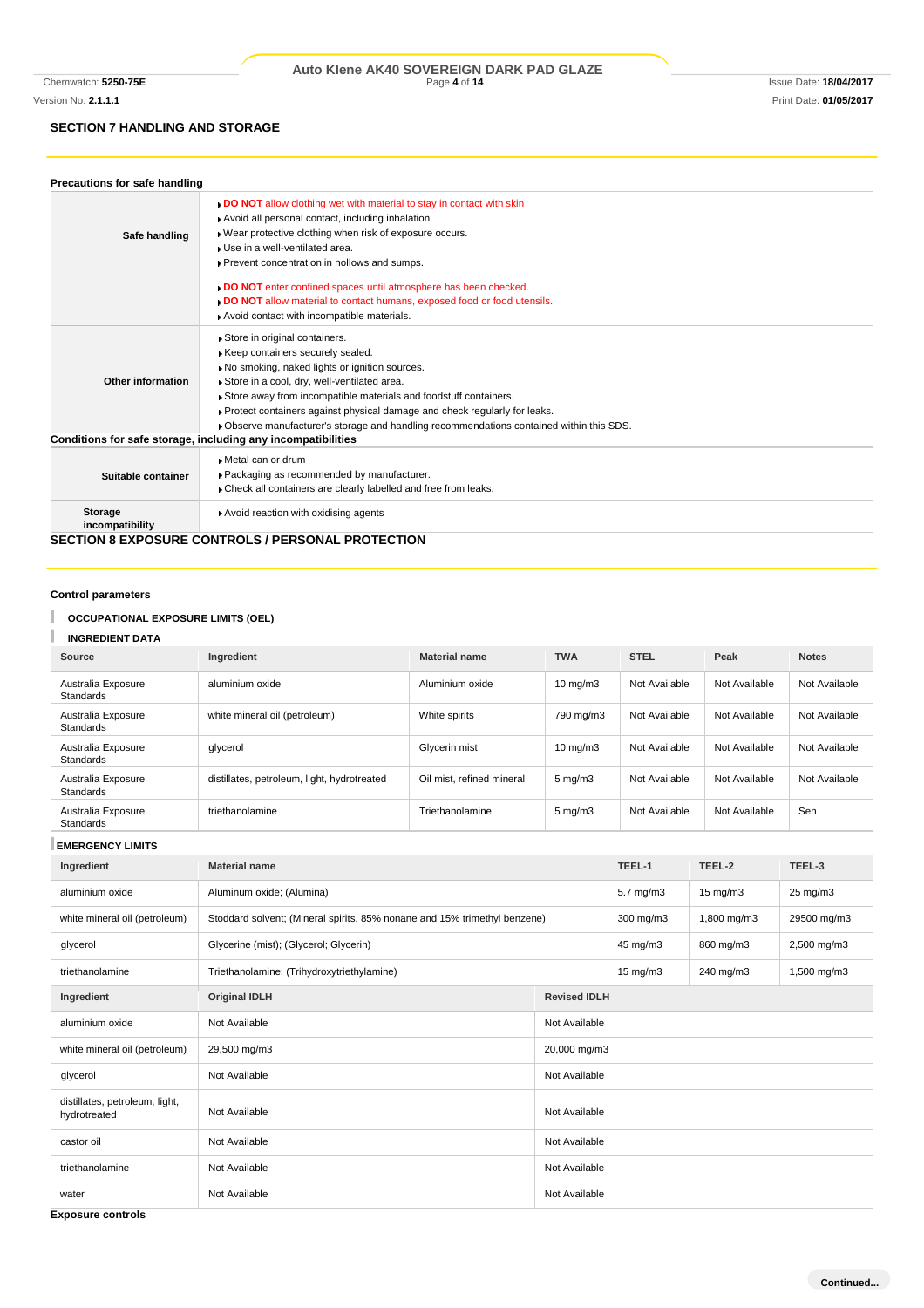## SECTION 7 HANDLING AND STORAGE

### Precautions for safe handling

| | |
|---|---|
| **Safe handling** | ▸ **DO NOT** allow clothing wet with material to stay in contact with skin<br>▸ Avoid all personal contact, including inhalation.<br>▸ Wear protective clothing when risk of exposure occurs.<br>▸ Use in a well-ventilated area.<br>▸ Prevent concentration in hollows and sumps. |
| | ▸ **DO NOT** enter confined spaces until atmosphere has been checked.<br>▸ **DO NOT** allow material to contact humans, exposed food or food utensils.<br>▸ Avoid contact with incompatible materials. |
| **Other information** | ▸ Store in original containers.<br>▸ Keep containers securely sealed.<br>▸ No smoking, naked lights or ignition sources.<br>▸ Store in a cool, dry, well-ventilated area.<br>▸ Store away from incompatible materials and foodstuff containers.<br>▸ Protect containers against physical damage and check regularly for leaks.<br>▸ Observe manufacturer's storage and handling recommendations contained within this SDS. |

### Conditions for safe storage, including any incompatibilities

| | |
|---|---|
| **Suitable container** | ▸ Metal can or drum<br>▸ Packaging as recommended by manufacturer.<br>▸ Check all containers are clearly labelled and free from leaks. |
| **Storage incompatibility** | ▸ Avoid reaction with oxidising agents |

## SECTION 8 EXPOSURE CONTROLS / PERSONAL PROTECTION

### Control parameters

**OCCUPATIONAL EXPOSURE LIMITS (OEL)**

**INGREDIENT DATA**

| Source | Ingredient | Material name | TWA | STEL | Peak | Notes |
|---|---|---|---|---|---|---|
| Australia Exposure Standards | aluminium oxide | Aluminium oxide | 10 mg/m3 | Not Available | Not Available | Not Available |
| Australia Exposure Standards | white mineral oil (petroleum) | White spirits | 790 mg/m3 | Not Available | Not Available | Not Available |
| Australia Exposure Standards | glycerol | Glycerin mist | 10 mg/m3 | Not Available | Not Available | Not Available |
| Australia Exposure Standards | distillates, petroleum, light, hydrotreated | Oil mist, refined mineral | 5 mg/m3 | Not Available | Not Available | Not Available |
| Australia Exposure Standards | triethanolamine | Triethanolamine | 5 mg/m3 | Not Available | Not Available | Sen |

**EMERGENCY LIMITS**

| Ingredient | Material name | TEEL-1 | TEEL-2 | TEEL-3 |
|---|---|---|---|---|
| aluminium oxide | Aluminum oxide; (Alumina) | 5.7 mg/m3 | 15 mg/m3 | 25 mg/m3 |
| white mineral oil (petroleum) | Stoddard solvent; (Mineral spirits, 85% nonane and 15% trimethyl benzene) | 300 mg/m3 | 1,800 mg/m3 | 29500 mg/m3 |
| glycerol | Glycerine (mist); (Glycerol; Glycerin) | 45 mg/m3 | 860 mg/m3 | 2,500 mg/m3 |
| triethanolamine | Triethanolamine; (Trihydroxytriethylamine) | 15 mg/m3 | 240 mg/m3 | 1,500 mg/m3 |

| Ingredient | Original IDLH | Revised IDLH |
|---|---|---|
| aluminium oxide | Not Available | Not Available |
| white mineral oil (petroleum) | 29,500 mg/m3 | 20,000 mg/m3 |
| glycerol | Not Available | Not Available |
| distillates, petroleum, light, hydrotreated | Not Available | Not Available |
| castor oil | Not Available | Not Available |
| triethanolamine | Not Available | Not Available |
| water | Not Available | Not Available |

### Exposure controls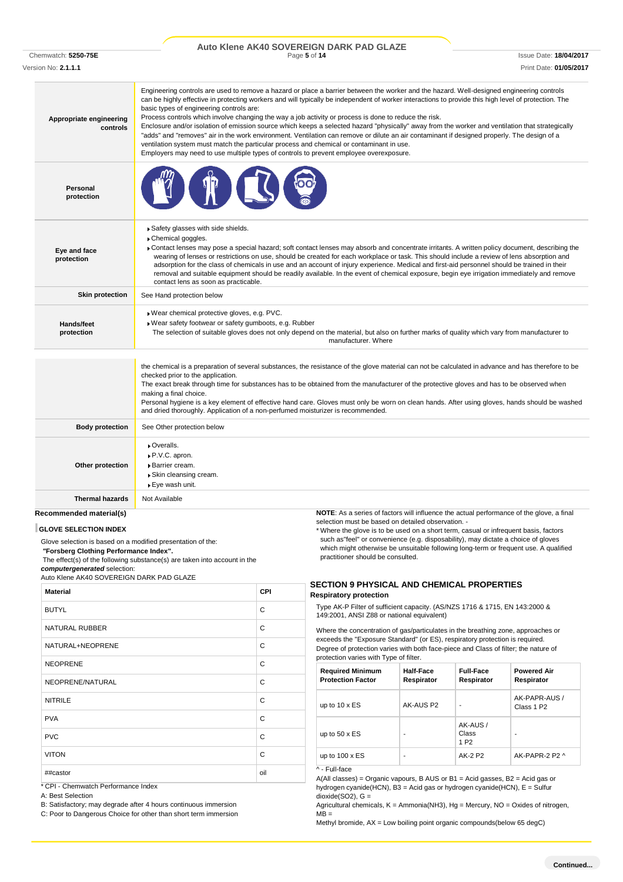| | |
|---|---|
| **Appropriate engineering controls** | Engineering controls are used to remove a hazard or place a barrier between the worker and the hazard. Well-designed engineering controls can be highly effective in protecting workers and will typically be independent of worker interactions to provide this high level of protection. The basic types of engineering controls are:<br>Process controls which involve changing the way a job activity or process is done to reduce the risk.<br>Enclosure and/or isolation of emission source which keeps a selected hazard "physically" away from the worker and ventilation that strategically "adds" and "removes" air in the work environment. Ventilation can remove or dilute an air contaminant if designed properly. The design of a ventilation system must match the particular process and chemical or contaminant in use.<br>Employers may need to use multiple types of controls to prevent employee overexposure. |
| **Personal protection** | |
| **Eye and face protection** | ▶ Safety glasses with side shields.<br>▶ Chemical goggles.<br>▶ Contact lenses may pose a special hazard; soft contact lenses may absorb and concentrate irritants. A written policy document, describing the wearing of lenses or restrictions on use, should be created for each workplace or task. This should include a review of lens absorption and adsorption for the class of chemicals in use and an account of injury experience. Medical and first-aid personnel should be trained in their removal and suitable equipment should be readily available. In the event of chemical exposure, begin eye irrigation immediately and remove contact lens as soon as practicable. |
| **Skin protection** | See Hand protection below |
| **Hands/feet protection** | ▶ Wear chemical protective gloves, e.g. PVC.<br>▶ Wear safety footwear or safety gumboots, e.g. Rubber<br>The selection of suitable gloves does not only depend on the material, but also on further marks of quality which vary from manufacturer to manufacturer. Where<br>the chemical is a preparation of several substances, the resistance of the glove material can not be calculated in advance and has therefore to be checked prior to the application.<br>The exact break through time for substances has to be obtained from the manufacturer of the protective gloves and has to be observed when making a final choice.<br>Personal hygiene is a key element of effective hand care. Gloves must only be worn on clean hands. After using gloves, hands should be washed and dried thoroughly. Application of a non-perfumed moisturizer is recommended. |
| **Body protection** | See Other protection below |
| **Other protection** | ▶ Overalls.<br>▶ P.V.C. apron.<br>▶ Barrier cream.<br>▶ Skin cleansing cream.<br>▶ Eye wash unit. |
| **Thermal hazards** | Not Available |

**Recommended material(s)**

**GLOVE SELECTION INDEX**

Glove selection is based on a modified presentation of the:
*"Forsberg Clothing Performance Index".*
The effect(s) of the following substance(s) are taken into account in the *computergenerated* selection:
Auto Klene AK40 SOVEREIGN DARK PAD GLAZE

| Material | CPI |
|---|---|
| BUTYL | C |
| NATURAL RUBBER | C |
| NATURAL+NEOPRENE | C |
| NEOPRENE | C |
| NEOPRENE/NATURAL | C |
| NITRILE | C |
| PVA | C |
| PVC | C |
| VITON | C |
| ##castor | oil |

\* CPI - Chemwatch Performance Index
A: Best Selection
B: Satisfactory; may degrade after 4 hours continuous immersion
C: Poor to Dangerous Choice for other than short term immersion

**NOTE**: As a series of factors will influence the actual performance of the glove, a final selection must be based on detailed observation. -
\* Where the glove is to be used on a short term, casual or infrequent basis, factors such as"feel" or convenience (e.g. disposability), may dictate a choice of gloves which might otherwise be unsuitable following long-term or frequent use. A qualified practitioner should be consulted.

## SECTION 9 PHYSICAL AND CHEMICAL PROPERTIES

**Respiratory protection**

Type AK-P Filter of sufficient capacity. (AS/NZS 1716 & 1715, EN 143:2000 & 149:2001, ANSI Z88 or national equivalent)

Where the concentration of gas/particulates in the breathing zone, approaches or exceeds the "Exposure Standard" (or ES), respiratory protection is required.
Degree of protection varies with both face-piece and Class of filter; the nature of protection varies with Type of filter.

| Required Minimum Protection Factor | Half-Face Respirator | Full-Face Respirator | Powered Air Respirator |
|---|---|---|---|
| up to 10 x ES | AK-AUS P2 | - | AK-PAPR-AUS / Class 1 P2 |
| up to 50 x ES | - | AK-AUS / Class 1 P2 | - |
| up to 100 x ES | - | AK-2 P2 | AK-PAPR-2 P2 ^ |

^ - Full-face

A(All classes) = Organic vapours, B AUS or B1 = Acid gasses, B2 = Acid gas or hydrogen cyanide(HCN), B3 = Acid gas or hydrogen cyanide(HCN), E = Sulfur dioxide(SO2), G =
Agricultural chemicals, K = Ammonia(NH3), Hg = Mercury, NO = Oxides of nitrogen, MB =
Methyl bromide, AX = Low boiling point organic compounds(below 65 degC)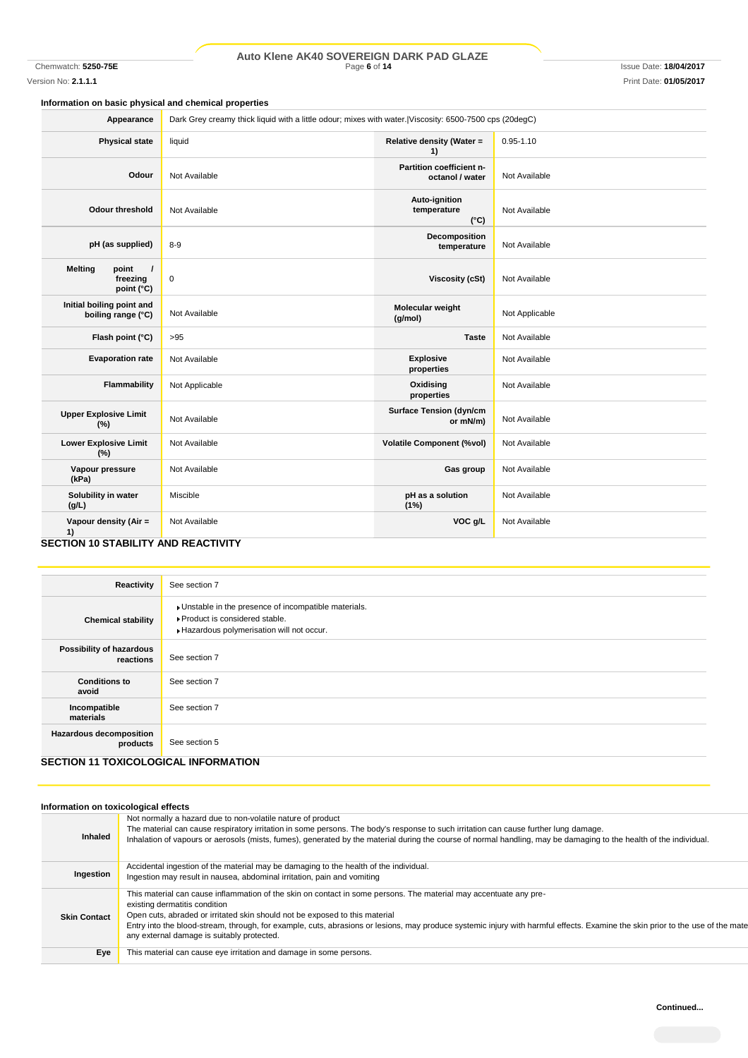### Information on basic physical and chemical properties

| | | | |
|---|---|---|---|
| **Appearance** | Dark Grey creamy thick liquid with a little odour; mixes with water.\|Viscosity: 6500-7500 cps (20degC) | | |
| **Physical state** | liquid | **Relative density (Water = 1)** | 0.95-1.10 |
| **Odour** | Not Available | **Partition coefficient n-octanol / water** | Not Available |
| **Odour threshold** | Not Available | **Auto-ignition temperature (°C)** | Not Available |
| **pH (as supplied)** | 8-9 | **Decomposition temperature** | Not Available |
| **Melting point / freezing point (°C)** | 0 | **Viscosity (cSt)** | Not Available |
| **Initial boiling point and boiling range (°C)** | Not Available | **Molecular weight (g/mol)** | Not Applicable |
| **Flash point (°C)** | >95 | **Taste** | Not Available |
| **Evaporation rate** | Not Available | **Explosive properties** | Not Available |
| **Flammability** | Not Applicable | **Oxidising properties** | Not Available |
| **Upper Explosive Limit (%)** | Not Available | **Surface Tension (dyn/cm or mN/m)** | Not Available |
| **Lower Explosive Limit (%)** | Not Available | **Volatile Component (%vol)** | Not Available |
| **Vapour pressure (kPa)** | Not Available | **Gas group** | Not Available |
| **Solubility in water (g/L)** | Miscible | **pH as a solution (1%)** | Not Available |
| **Vapour density (Air = 1)** | Not Available | **VOC g/L** | Not Available |

## SECTION 10 STABILITY AND REACTIVITY

| | |
|---|---|
| **Reactivity** | See section 7 |
| **Chemical stability** | ▸Unstable in the presence of incompatible materials.<br>▸Product is considered stable.<br>▸Hazardous polymerisation will not occur. |
| **Possibility of hazardous reactions** | See section 7 |
| **Conditions to avoid** | See section 7 |
| **Incompatible materials** | See section 7 |
| **Hazardous decomposition products** | See section 5 |

## SECTION 11 TOXICOLOGICAL INFORMATION

### Information on toxicological effects

| | |
|---|---|
| **Inhaled** | Not normally a hazard due to non-volatile nature of product<br>The material can cause respiratory irritation in some persons. The body's response to such irritation can cause further lung damage.<br>Inhalation of vapours or aerosols (mists, fumes), generated by the material during the course of normal handling, may be damaging to the health of the individual. |
| **Ingestion** | Accidental ingestion of the material may be damaging to the health of the individual.<br>Ingestion may result in nausea, abdominal irritation, pain and vomiting |
| **Skin Contact** | This material can cause inflammation of the skin on contact in some persons. The material may accentuate any pre-existing dermatitis condition<br>Open cuts, abraded or irritated skin should not be exposed to this material<br>Entry into the blood-stream, through, for example, cuts, abrasions or lesions, may produce systemic injury with harmful effects. Examine the skin prior to the use of the mate any external damage is suitably protected. |
| **Eye** | This material can cause eye irritation and damage in some persons. |

Continued...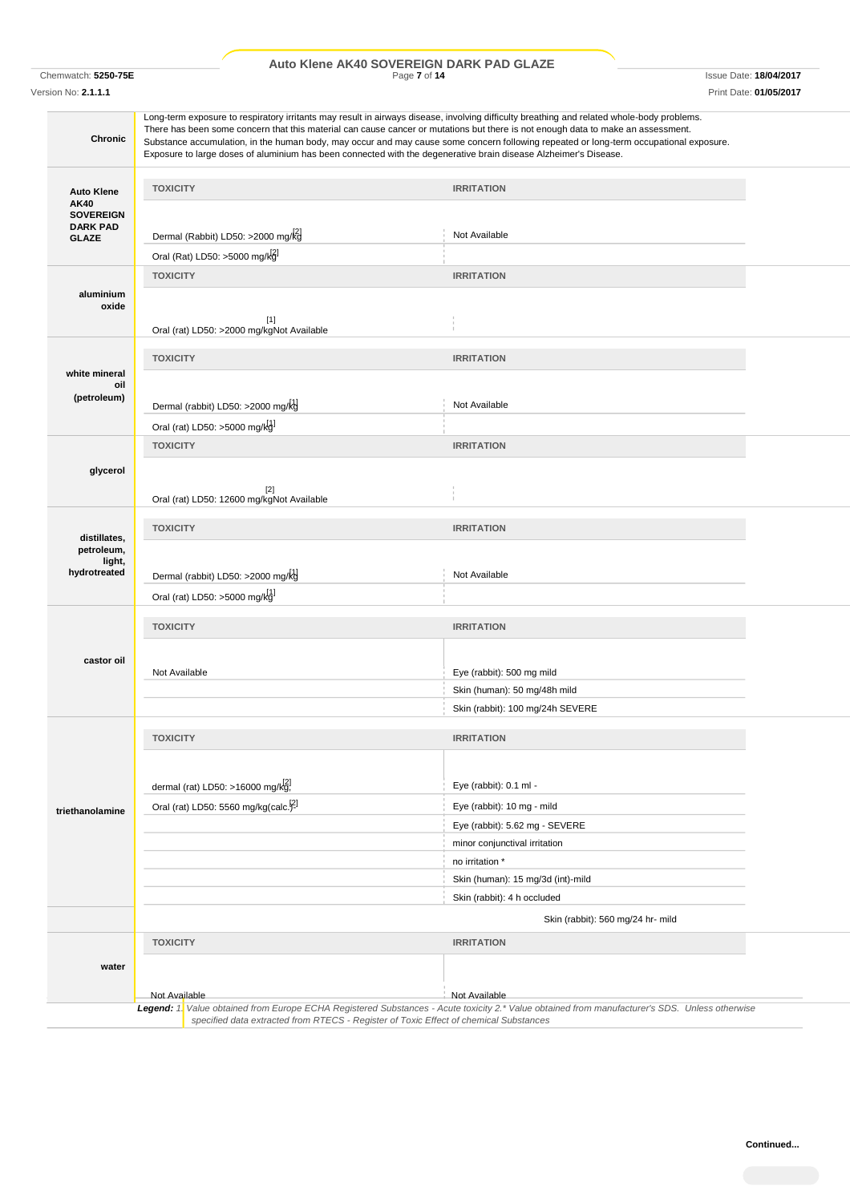| | |
|---|---|
| **Chronic** | Long-term exposure to respiratory irritants may result in airways disease, involving difficulty breathing and related whole-body problems. There has been some concern that this material can cause cancer or mutations but there is not enough data to make an assessment. Substance accumulation, in the human body, may occur and may cause some concern following repeated or long-term occupational exposure. Exposure to large doses of aluminium has been connected with the degenerative brain disease Alzheimer's Disease. |

| | TOXICITY | IRRITATION |
|---|---|---|
| **Auto Klene AK40 SOVEREIGN DARK PAD GLAZE** | Dermal (Rabbit) LD50: >2000 mg/kg[2] | Not Available |
| | Oral (Rat) LD50: >5000 mg/kg[2] | |
| **aluminium oxide** | **TOXICITY** | **IRRITATION** |
| | Oral (rat) LD50: >2000 mg/kg[1] | Not Available |
| **white mineral oil (petroleum)** | **TOXICITY** | **IRRITATION** |
| | Dermal (rabbit) LD50: >2000 mg/kg[1] | Not Available |
| | Oral (rat) LD50: >5000 mg/kg[1] | |
| **glycerol** | **TOXICITY** | **IRRITATION** |
| | Oral (rat) LD50: 12600 mg/kg[2] | Not Available |
| **distillates, petroleum, light, hydrotreated** | **TOXICITY** | **IRRITATION** |
| | Dermal (rabbit) LD50: >2000 mg/kg[1] | Not Available |
| | Oral (rat) LD50: >5000 mg/kg[1] | |
| **castor oil** | **TOXICITY** | **IRRITATION** |
| | Not Available | Eye (rabbit): 500 mg mild |
| | | Skin (human): 50 mg/48h mild |
| | | Skin (rabbit): 100 mg/24h SEVERE |
| **triethanolamine** | **TOXICITY** | **IRRITATION** |
| | dermal (rat) LD50: >16000 mg/kg[2] | Eye (rabbit): 0.1 ml - |
| | Oral (rat) LD50: 5560 mg/kg(calc.)[2] | Eye (rabbit): 10 mg - mild |
| | | Eye (rabbit): 5.62 mg - SEVERE |
| | | minor conjunctival irritation |
| | | no irritation * |
| | | Skin (human): 15 mg/3d (int)-mild |
| | | Skin (rabbit): 4 h occluded |
| | | Skin (rabbit): 560 mg/24 hr- mild |
| **water** | **TOXICITY** | **IRRITATION** |
| | Not Available | Not Available |

***Legend:*** *1. Value obtained from Europe ECHA Registered Substances - Acute toxicity 2.* Value obtained from manufacturer's SDS. Unless otherwise specified data extracted from RTECS - Register of Toxic Effect of chemical Substances*

**Continued...**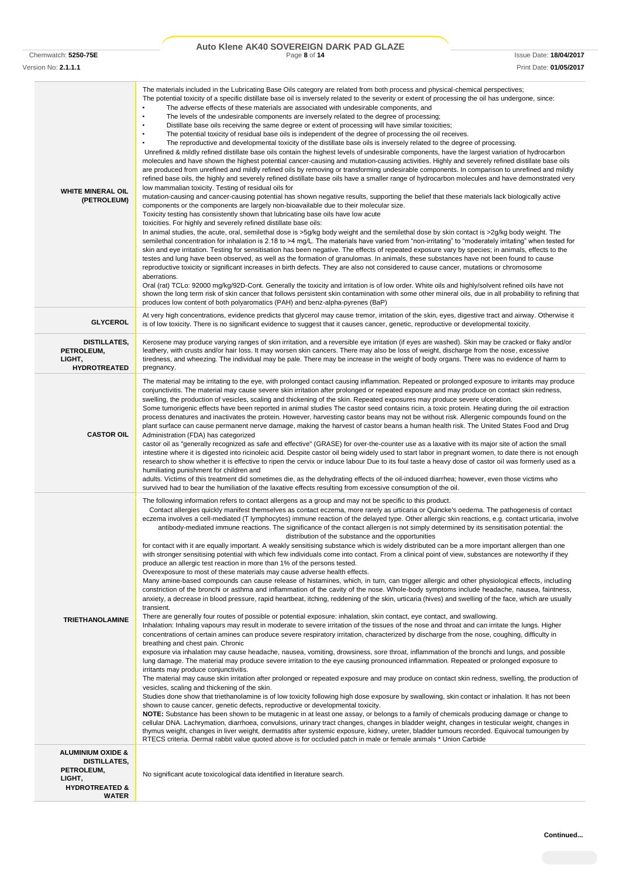| | |
|---|---|
| **WHITE MINERAL OIL (PETROLEUM)** | The materials included in the Lubricating Base Oils category are related from both process and physical-chemical perspectives;<br>The potential toxicity of a specific distillate base oil is inversely related to the severity or extent of processing the oil has undergone, since:<br>• The adverse effects of these materials are associated with undesirable components, and<br>• The levels of the undesirable components are inversely related to the degree of processing;<br>• Distillate base oils receiving the same degree or extent of processing will have similar toxicities;<br>• The potential toxicity of residual base oils is independent of the degree of processing the oil receives.<br>• The reproductive and developmental toxicity of the distillate base oils is inversely related to the degree of processing.<br>Unrefined & mildly refined distillate base oils contain the highest levels of undesirable components, have the largest variation of hydrocarbon molecules and have shown the highest potential cancer-causing and mutation-causing activities. Highly and severely refined distillate base oils are produced from unrefined and mildly refined oils by removing or transforming undesirable components. In comparison to unrefined and mildly refined base oils, the highly and severely refined distillate base oils have a smaller range of hydrocarbon molecules and have demonstrated very low mammalian toxicity. Testing of residual oils for<br>mutation-causing and cancer-causing potential has shown negative results, supporting the belief that these materials lack biologically active components or the components are largely non-bioavailable due to their molecular size.<br>Toxicity testing has consistently shown that lubricating base oils have low acute<br>toxicities. For highly and severely refined distillate base oils:<br>In animal studies, the acute, oral, semilethal dose is >5g/kg body weight and the semilethal dose by skin contact is >2g/kg body weight. The semilethal concentration for inhalation is 2.18 to >4 mg/L. The materials have varied from "non-irritating" to "moderately irritating" when tested for skin and eye irritation. Testing for sensitisation has been negative. The effects of repeated exposure vary by species; in animals, effects to the testes and lung have been observed, as well as the formation of granulomas. In animals, these substances have not been found to cause reproductive toxicity or significant increases in birth defects. They are also not considered to cause cancer, mutations or chromosome aberrations.<br>Oral (rat) TCLo: 92000 mg/kg/92D-Cont. Generally the toxicity and irritation is of low order. White oils and highly/solvent refined oils have not shown the long term risk of skin cancer that follows persistent skin contamination with some other mineral oils, due in all probability to refining that produces low content of both polyaromatics (PAH) and benz-alpha-pyrenes (BaP) |
| **GLYCEROL** | At very high concentrations, evidence predicts that glycerol may cause tremor, irritation of the skin, eyes, digestive tract and airway. Otherwise it is of low toxicity. There is no significant evidence to suggest that it causes cancer, genetic, reproductive or developmental toxicity. |
| **DISTILLATES, PETROLEUM, LIGHT, HYDROTREATED** | Kerosene may produce varying ranges of skin irritation, and a reversible eye irritation (if eyes are washed). Skin may be cracked or flaky and/or leathery, with crusts and/or hair loss. It may worsen skin cancers. There may also be loss of weight, discharge from the nose, excessive tiredness, and wheezing. The individual may be pale. There may be increase in the weight of body organs. There was no evidence of harm to pregnancy. |
| **CASTOR OIL** | The material may be irritating to the eye, with prolonged contact causing inflammation. Repeated or prolonged exposure to irritants may produce conjunctivitis. The material may cause severe skin irritation after prolonged or repeated exposure and may produce on contact skin redness, swelling, the production of vesicles, scaling and thickening of the skin. Repeated exposures may produce severe ulceration.<br>Some tumorigenic effects have been reported in animal studies The castor seed contains ricin, a toxic protein. Heating during the oil extraction process denatures and inactivates the protein. However, harvesting castor beans may not be without risk. Allergenic compounds found on the plant surface can cause permanent nerve damage, making the harvest of castor beans a human health risk. The United States Food and Drug Administration (FDA) has categorized<br>castor oil as "generally recognized as safe and effective" (GRASE) for over-the-counter use as a laxative with its major site of action the small intestine where it is digested into ricinoleic acid. Despite castor oil being widely used to start labor in pregnant women, to date there is not enough research to show whether it is effective to ripen the cervix or induce labour Due to its foul taste a heavy dose of castor oil was formerly used as a humiliating punishment for children and<br>adults. Victims of this treatment did sometimes die, as the dehydrating effects of the oil-induced diarrhea; however, even those victims who survived had to bear the humiliation of the laxative effects resulting from excessive consumption of the oil. |
| **TRIETHANOLAMINE** | The following information refers to contact allergens as a group and may not be specific to this product.<br>Contact allergies quickly manifest themselves as contact eczema, more rarely as urticaria or Quincke's oedema. The pathogenesis of contact eczema involves a cell-mediated (T lymphocytes) immune reaction of the delayed type. Other allergic skin reactions, e.g. contact urticaria, involve antibody-mediated immune reactions. The significance of the contact allergen is not simply determined by its sensitisation potential: the distribution of the substance and the opportunities<br>for contact with it are equally important. A weakly sensitising substance which is widely distributed can be a more important allergen than one with stronger sensitising potential with which few individuals come into contact. From a clinical point of view, substances are noteworthy if they produce an allergic test reaction in more than 1% of the persons tested.<br>Overexposure to most of these materials may cause adverse health effects.<br>Many amine-based compounds can cause release of histamines, which, in turn, can trigger allergic and other physiological effects, including constriction of the bronchi or asthma and inflammation of the cavity of the nose. Whole-body symptoms include headache, nausea, faintness, anxiety, a decrease in blood pressure, rapid heartbeat, itching, reddening of the skin, urticaria (hives) and swelling of the face, which are usually transient.<br>There are generally four routes of possible or potential exposure: inhalation, skin contact, eye contact, and swallowing.<br>Inhalation: Inhaling vapours may result in moderate to severe irritation of the tissues of the nose and throat and can irritate the lungs. Higher concentrations of certain amines can produce severe respiratory irritation, characterized by discharge from the nose, coughing, difficulty in breathing and chest pain. Chronic<br>exposure via inhalation may cause headache, nausea, vomiting, drowsiness, sore throat, inflammation of the bronchi and lungs, and possible lung damage. The material may produce severe irritation to the eye causing pronounced inflammation. Repeated or prolonged exposure to irritants may produce conjunctivitis.<br>The material may cause skin irritation after prolonged or repeated exposure and may produce on contact skin redness, swelling, the production of vesicles, scaling and thickening of the skin.<br>Studies done show that triethanolamine is of low toxicity following high dose exposure by swallowing, skin contact or inhalation. It has not been shown to cause cancer, genetic defects, reproductive or developmental toxicity.<br>**NOTE:** Substance has been shown to be mutagenic in at least one assay, or belongs to a family of chemicals producing damage or change to cellular DNA. Lachrymation, diarrhoea, convulsions, urinary tract changes, changes in bladder weight, changes in testicular weight, changes in thymus weight, changes in liver weight, dermatitis after systemic exposure, kidney, ureter, bladder tumours recorded. Equivocal tumourigen by RTECS criteria. Dermal rabbit value quoted above is for occluded patch in male or female animals * Union Carbide |
| **ALUMINIUM OXIDE & DISTILLATES, PETROLEUM, LIGHT, HYDROTREATED & WATER** | No significant acute toxicological data identified in literature search. |

**Continued...**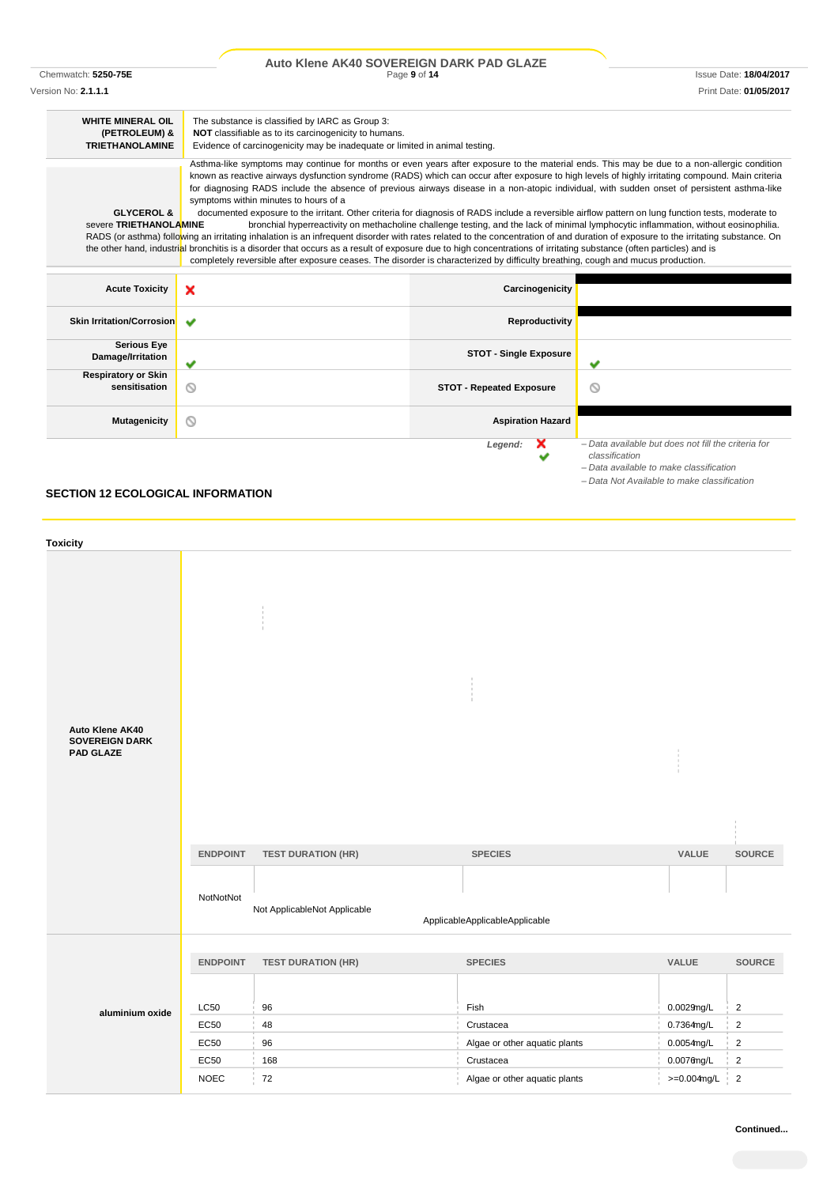| | |
|---|---|
| **WHITE MINERAL OIL (PETROLEUM) & TRIETHANOLAMINE** | The substance is classified by IARC as Group 3:<br>**NOT** classifiable as to its carcinogenicity to humans.<br>Evidence of carcinogenicity may be inadequate or limited in animal testing. |
| **GLYCEROL & TRIETHANOLAMINE** | Asthma-like symptoms may continue for months or even years after exposure to the material ends. This may be due to a non-allergic condition known as reactive airways dysfunction syndrome (RADS) which can occur after exposure to high levels of highly irritating compound. Main criteria for diagnosing RADS include the absence of previous airways disease in a non-atopic individual, with sudden onset of persistent asthma-like symptoms within minutes to hours of a documented exposure to the irritant. Other criteria for diagnosis of RADS include a reversible airflow pattern on lung function tests, moderate to severe bronchial hyperreactivity on methacholine challenge testing, and the lack of minimal lymphocytic inflammation, without eosinophilia. RADS (or asthma) following an irritating inhalation is an infrequent disorder with rates related to the concentration of and duration of exposure to the irritating substance. On the other hand, industrial bronchitis is a disorder that occurs as a result of exposure due to high concentrations of irritating substance (often particles) and is completely reversible after exposure ceases. The disorder is characterized by difficulty breathing, cough and mucus production. |

| | | | |
|---|---|---|---|
| **Acute Toxicity** | ✘ | **Carcinogenicity** | ■ |
| **Skin Irritation/Corrosion** | ✔ | **Reproductivity** | ■ |
| **Serious Eye Damage/Irritation** | ✔ | **STOT - Single Exposure** | ✔ |
| **Respiratory or Skin sensitisation** | ⦸ | **STOT - Repeated Exposure** | ⦸ |
| **Mutagenicity** | ⦸ | **Aspiration Hazard** | ■ |

*Legend:* ✘ – Data available but does not fill the criteria for classification
✔ – Data available to make classification
⦸ – Data Not Available to make classification

## SECTION 12 ECOLOGICAL INFORMATION

### Toxicity

**Auto Klene AK40 SOVEREIGN DARK PAD GLAZE**

| ENDPOINT | TEST DURATION (HR) | SPECIES | VALUE | SOURCE |
|---|---|---|---|---|
| NotNotNot | Not ApplicableNot Applicable | ApplicableApplicableApplicable | | |

**aluminium oxide**

| ENDPOINT | TEST DURATION (HR) | SPECIES | VALUE | SOURCE |
|---|---|---|---|---|
| LC50 | 96 | Fish | 0.0029mg/L | 2 |
| EC50 | 48 | Crustacea | 0.7364mg/L | 2 |
| EC50 | 96 | Algae or other aquatic plants | 0.0054mg/L | 2 |
| EC50 | 168 | Crustacea | 0.0076mg/L | 2 |
| NOEC | 72 | Algae or other aquatic plants | >=0.004mg/L | 2 |

**Continued...**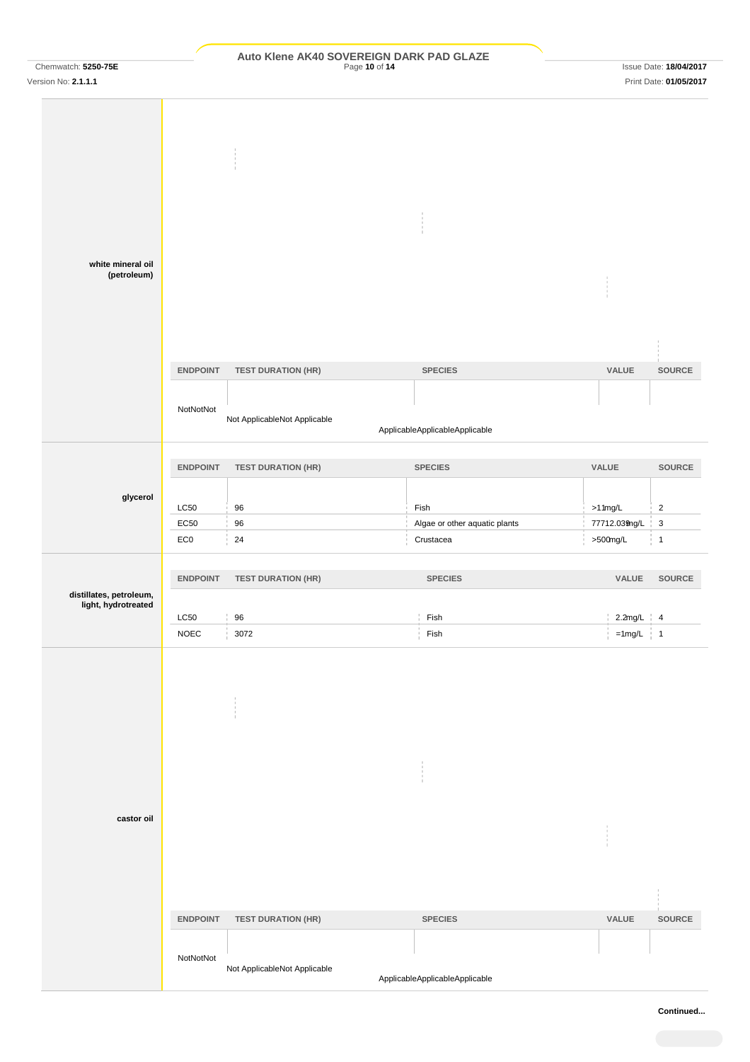| | ENDPOINT | TEST DURATION (HR) | SPECIES | VALUE | SOURCE |
|---|---|---|---|---|---|
| **white mineral oil (petroleum)** | NotNotNot | Not ApplicableNot Applicable | ApplicableApplicableApplicable | | |

| | ENDPOINT | TEST DURATION (HR) | SPECIES | VALUE | SOURCE |
|---|---|---|---|---|---|
| **glycerol** | LC50 | 96 | Fish | >11mg/L | 2 |
| | EC50 | 96 | Algae or other aquatic plants | 77712.039mg/L | 3 |
| | EC0 | 24 | Crustacea | >500mg/L | 1 |

| | ENDPOINT | TEST DURATION (HR) | SPECIES | VALUE | SOURCE |
|---|---|---|---|---|---|
| **distillates, petroleum, light, hydrotreated** | LC50 | 96 | Fish | 2.2mg/L | 4 |
| | NOEC | 3072 | Fish | =1mg/L | 1 |

| | ENDPOINT | TEST DURATION (HR) | SPECIES | VALUE | SOURCE |
|---|---|---|---|---|---|
| **castor oil** | NotNotNot | Not ApplicableNot Applicable | ApplicableApplicableApplicable | | |

**Continued...**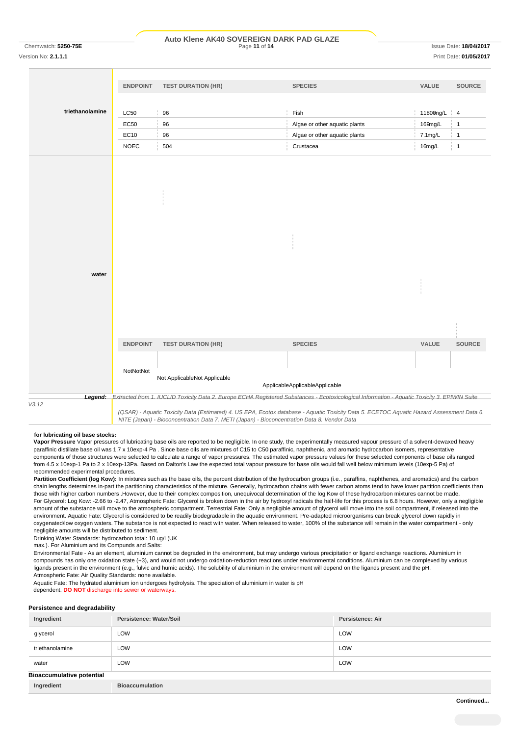| | ENDPOINT | TEST DURATION (HR) | SPECIES | VALUE | SOURCE |
|---|---|---|---|---|---|
| triethanolamine | LC50 | 96 | Fish | 11800mg/L | 4 |
| | EC50 | 96 | Algae or other aquatic plants | 169mg/L | 1 |
| | EC10 | 96 | Algae or other aquatic plants | 7.1mg/L | 1 |
| | NOEC | 504 | Crustacea | 16mg/L | 1 |

| | ENDPOINT | TEST DURATION (HR) | SPECIES | VALUE | SOURCE |
|---|---|---|---|---|---|
| water | NotNotNot | Not ApplicableNot Applicable | ApplicableApplicableApplicable | | |

**Legend:** *Extracted from 1. IUCLID Toxicity Data 2. Europe ECHA Registered Substances - Ecotoxicological Information - Aquatic Toxicity 3. EPIWIN Suite V3.12 (QSAR) - Aquatic Toxicity Data (Estimated) 4. US EPA, Ecotox database - Aquatic Toxicity Data 5. ECETOC Aquatic Hazard Assessment Data 6. NITE (Japan) - Bioconcentration Data 7. METI (Japan) - Bioconcentration Data 8. Vendor Data*

**for lubricating oil base stocks:**

**Vapor Pressure** Vapor pressures of lubricating base oils are reported to be negligible. In one study, the experimentally measured vapour pressure of a solvent-dewaxed heavy paraffinic distillate base oil was 1.7 x 10exp-4 Pa . Since base oils are mixtures of C15 to C50 paraffinic, naphthenic, and aromatic hydrocarbon isomers, representative components of those structures were selected to calculate a range of vapor pressures. The estimated vapor pressure values for these selected components of base oils ranged from 4.5 x 10exp-1 Pa to 2 x 10exp-13Pa. Based on Dalton's Law the expected total vapour pressure for base oils would fall well below minimum levels (10exp-5 Pa) of recommended experimental procedures.

**Partition Coefficient (log Kow):** In mixtures such as the base oils, the percent distribution of the hydrocarbon groups (i.e., paraffins, naphthenes, and aromatics) and the carbon chain lengths determines in-part the partitioning characteristics of the mixture. Generally, hydrocarbon chains with fewer carbon atoms tend to have lower partition coefficients than those with higher carbon numbers .However, due to their complex composition, unequivocal determination of the log Kow of these hydrocarbon mixtures cannot be made.

For Glycerol: Log Kow: -2.66 to -2.47, Atmospheric Fate: Glycerol is broken down in the air by hydroxyl radicals the half-life for this process is 6.8 hours. However, only a negligible amount of the substance will move to the atmospheric compartment. Terrestrial Fate: Only a negligible amount of glycerol will move into the soil compartment, if released into the environment. Aquatic Fate: Glycerol is considered to be readily biodegradable in the aquatic environment. Pre-adapted microorganisms can break glycerol down rapidly in oxygenated/low oxygen waters. The substance is not expected to react with water. When released to water, 100% of the substance will remain in the water compartment - only negligible amounts will be distributed to sediment.

Drinking Water Standards: hydrocarbon total: 10 ug/l (UK max.). For Aluminium and its Compunds and Salts:

Environmental Fate - As an element, aluminium cannot be degraded in the environment, but may undergo various precipitation or ligand exchange reactions. Aluminium in compounds has only one oxidation state (+3), and would not undergo oxidation-reduction reactions under environmental conditions. Aluminium can be complexed by various ligands present in the environment (e.g., fulvic and humic acids). The solubility of aluminium in the environment will depend on the ligands present and the pH.

Atmospheric Fate: Air Quality Standards: none available.

Aquatic Fate: The hydrated aluminium ion undergoes hydrolysis. The speciation of aluminium in water is pH dependent. **DO NOT** discharge into sewer or waterways.

### Persistence and degradability

| Ingredient | Persistence: Water/Soil | Persistence: Air |
|---|---|---|
| glycerol | LOW | LOW |
| triethanolamine | LOW | LOW |
| water | LOW | LOW |

### Bioaccumulative potential

| Ingredient | Bioaccumulation |
|---|---|

Continued...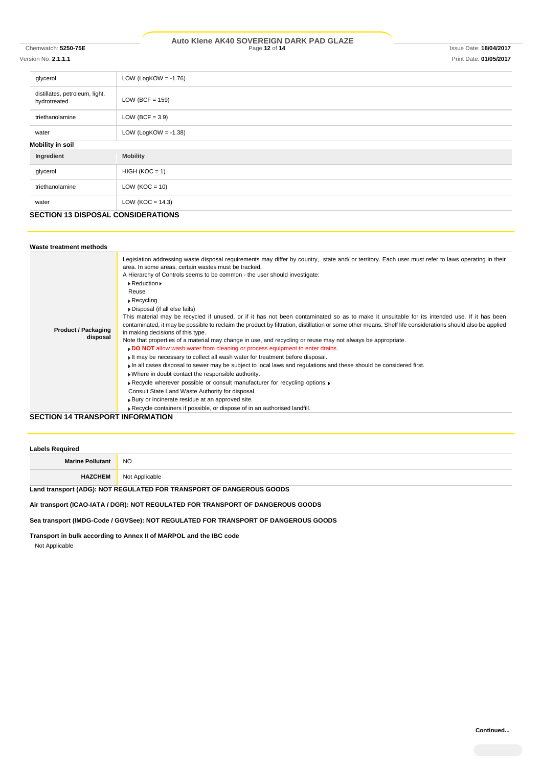| | |
|---|---|
| glycerol | LOW (LogKOW = -1.76) |
| distillates, petroleum, light, hydrotreated | LOW (BCF = 159) |
| triethanolamine | LOW (BCF = 3.9) |
| water | LOW (LogKOW = -1.38) |

**Mobility in soil**

| Ingredient | Mobility |
|---|---|
| glycerol | HIGH (KOC = 1) |
| triethanolamine | LOW (KOC = 10) |
| water | LOW (KOC = 14.3) |

## SECTION 13 DISPOSAL CONSIDERATIONS

**Waste treatment methods**

| | |
|---|---|
| **Product / Packaging disposal** | Legislation addressing waste disposal requirements may differ by country, state and/ or territory. Each user must refer to laws operating in their area. In some areas, certain wastes must be tracked.<br>A Hierarchy of Controls seems to be common - the user should investigate:<br>▸ Reduction ▸<br>Reuse<br>▸ Recycling<br>▸ Disposal (if all else fails)<br>This material may be recycled if unused, or if it has not been contaminated so as to make it unsuitable for its intended use. If it has been contaminated, it may be possible to reclaim the product by filtration, distillation or some other means. Shelf life considerations should also be applied in making decisions of this type.<br>Note that properties of a material may change in use, and recycling or reuse may not always be appropriate.<br>▸ **DO NOT** allow wash water from cleaning or process equipment to enter drains.<br>▸ It may be necessary to collect all wash water for treatment before disposal.<br>▸ In all cases disposal to sewer may be subject to local laws and regulations and these should be considered first.<br>▸ Where in doubt contact the responsible authority.<br>▸ Recycle wherever possible or consult manufacturer for recycling options. ▸<br>Consult State Land Waste Authority for disposal.<br>▸ Bury or incinerate residue at an approved site.<br>▸ Recycle containers if possible, or dispose of in an authorised landfill. |

## SECTION 14 TRANSPORT INFORMATION

**Labels Required**

| | |
|---|---|
| **Marine Pollutant** | NO |
| **HAZCHEM** | Not Applicable |

**Land transport (ADG): NOT REGULATED FOR TRANSPORT OF DANGEROUS GOODS**

**Air transport (ICAO-IATA / DGR): NOT REGULATED FOR TRANSPORT OF DANGEROUS GOODS**

**Sea transport (IMDG-Code / GGVSee): NOT REGULATED FOR TRANSPORT OF DANGEROUS GOODS**

**Transport in bulk according to Annex II of MARPOL and the IBC code**

Not Applicable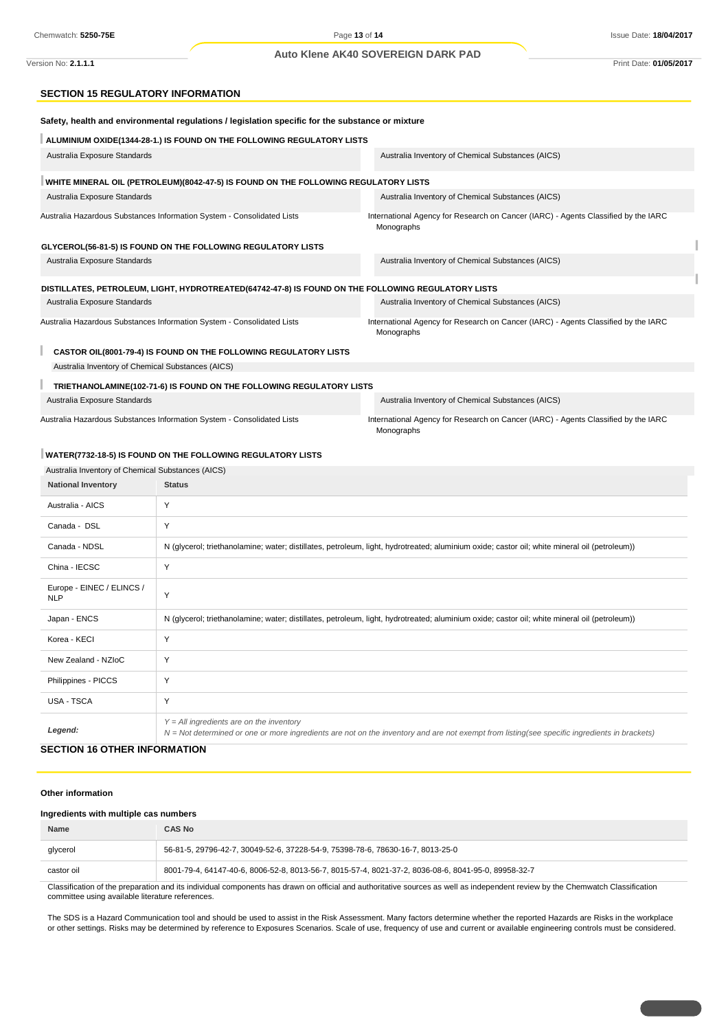## SECTION 15 REGULATORY INFORMATION

**Safety, health and environmental regulations / legislation specific for the substance or mixture**

**ALUMINIUM OXIDE(1344-28-1.) IS FOUND ON THE FOLLOWING REGULATORY LISTS**

| | |
|---|---|
| Australia Exposure Standards | Australia Inventory of Chemical Substances (AICS) |

**WHITE MINERAL OIL (PETROLEUM)(8042-47-5) IS FOUND ON THE FOLLOWING REGULATORY LISTS**

| | |
|---|---|
| Australia Exposure Standards | Australia Inventory of Chemical Substances (AICS) |
| Australia Hazardous Substances Information System - Consolidated Lists | International Agency for Research on Cancer (IARC) - Agents Classified by the IARC Monographs |

**GLYCEROL(56-81-5) IS FOUND ON THE FOLLOWING REGULATORY LISTS**

| | |
|---|---|
| Australia Exposure Standards | Australia Inventory of Chemical Substances (AICS) |

**DISTILLATES, PETROLEUM, LIGHT, HYDROTREATED(64742-47-8) IS FOUND ON THE FOLLOWING REGULATORY LISTS**

| | |
|---|---|
| Australia Exposure Standards | Australia Inventory of Chemical Substances (AICS) |
| Australia Hazardous Substances Information System - Consolidated Lists | International Agency for Research on Cancer (IARC) - Agents Classified by the IARC Monographs |

**CASTOR OIL(8001-79-4) IS FOUND ON THE FOLLOWING REGULATORY LISTS**

Australia Inventory of Chemical Substances (AICS)

**TRIETHANOLAMINE(102-71-6) IS FOUND ON THE FOLLOWING REGULATORY LISTS**

| | |
|---|---|
| Australia Exposure Standards | Australia Inventory of Chemical Substances (AICS) |
| Australia Hazardous Substances Information System - Consolidated Lists | International Agency for Research on Cancer (IARC) - Agents Classified by the IARC Monographs |

**WATER(7732-18-5) IS FOUND ON THE FOLLOWING REGULATORY LISTS**

Australia Inventory of Chemical Substances (AICS)

| National Inventory | Status |
|---|---|
| Australia - AICS | Y |
| Canada - DSL | Y |
| Canada - NDSL | N (glycerol; triethanolamine; water; distillates, petroleum, light, hydrotreated; aluminium oxide; castor oil; white mineral oil (petroleum)) |
| China - IECSC | Y |
| Europe - EINEC / ELINCS / NLP | Y |
| Japan - ENCS | N (glycerol; triethanolamine; water; distillates, petroleum, light, hydrotreated; aluminium oxide; castor oil; white mineral oil (petroleum)) |
| Korea - KECI | Y |
| New Zealand - NZIoC | Y |
| Philippines - PICCS | Y |
| USA - TSCA | Y |
| *Legend:* | *Y = All ingredients are on the inventory*<br>*N = Not determined or one or more ingredients are not on the inventory and are not exempt from listing(see specific ingredients in brackets)* |

## SECTION 16 OTHER INFORMATION

**Other information**

**Ingredients with multiple cas numbers**

| Name | CAS No |
|---|---|
| glycerol | 56-81-5, 29796-42-7, 30049-52-6, 37228-54-9, 75398-78-6, 78630-16-7, 8013-25-0 |
| castor oil | 8001-79-4, 64147-40-6, 8006-52-8, 8013-56-7, 8015-57-4, 8021-37-2, 8036-08-6, 8041-95-0, 89958-32-7 |

Classification of the preparation and its individual components has drawn on official and authoritative sources as well as independent review by the Chemwatch Classification committee using available literature references.

The SDS is a Hazard Communication tool and should be used to assist in the Risk Assessment. Many factors determine whether the reported Hazards are Risks in the workplace or other settings. Risks may be determined by reference to Exposures Scenarios. Scale of use, frequency of use and current or available engineering controls must be considered.